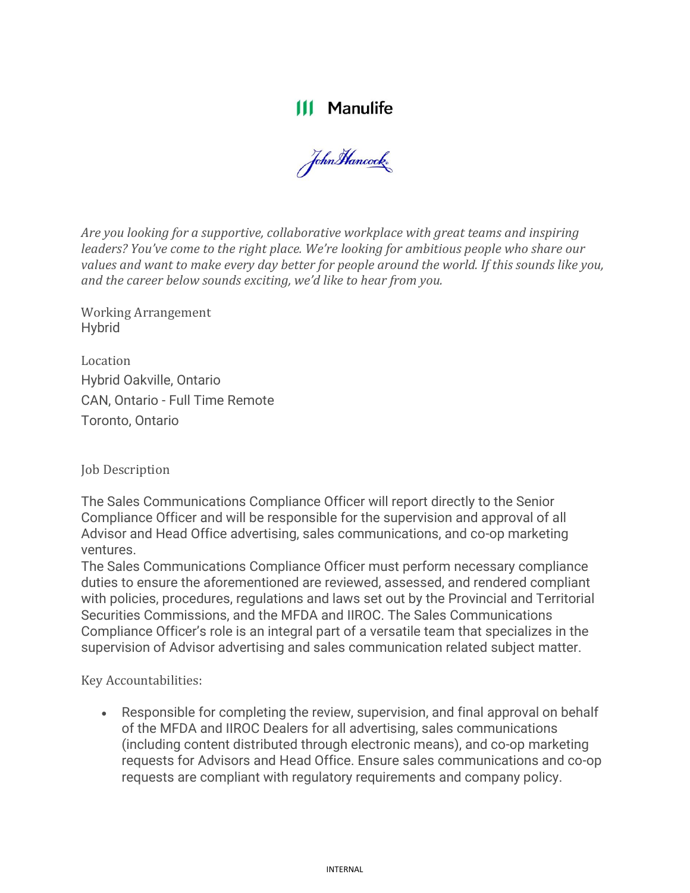Manulife

John Hancock

*Are you looking for a supportive, collaborative workplace with great teams and inspiring leaders? You've come to the right place. We're looking for ambitious people who share our values and want to make every day better for people around the world. If this sounds like you, and the career below sounds exciting, we'd like to hear from you.*

Working Arrangement
Hybrid

Location
Hybrid Oakville, Ontario
CAN, Ontario - Full Time Remote
Toronto, Ontario

Job Description

The Sales Communications Compliance Officer will report directly to the Senior Compliance Officer and will be responsible for the supervision and approval of all Advisor and Head Office advertising, sales communications, and co-op marketing ventures.
The Sales Communications Compliance Officer must perform necessary compliance duties to ensure the aforementioned are reviewed, assessed, and rendered compliant with policies, procedures, regulations and laws set out by the Provincial and Territorial Securities Commissions, and the MFDA and IIROC. The Sales Communications Compliance Officer's role is an integral part of a versatile team that specializes in the supervision of Advisor advertising and sales communication related subject matter.

Key Accountabilities:

- Responsible for completing the review, supervision, and final approval on behalf of the MFDA and IIROC Dealers for all advertising, sales communications (including content distributed through electronic means), and co-op marketing requests for Advisors and Head Office. Ensure sales communications and co-op requests are compliant with regulatory requirements and company policy.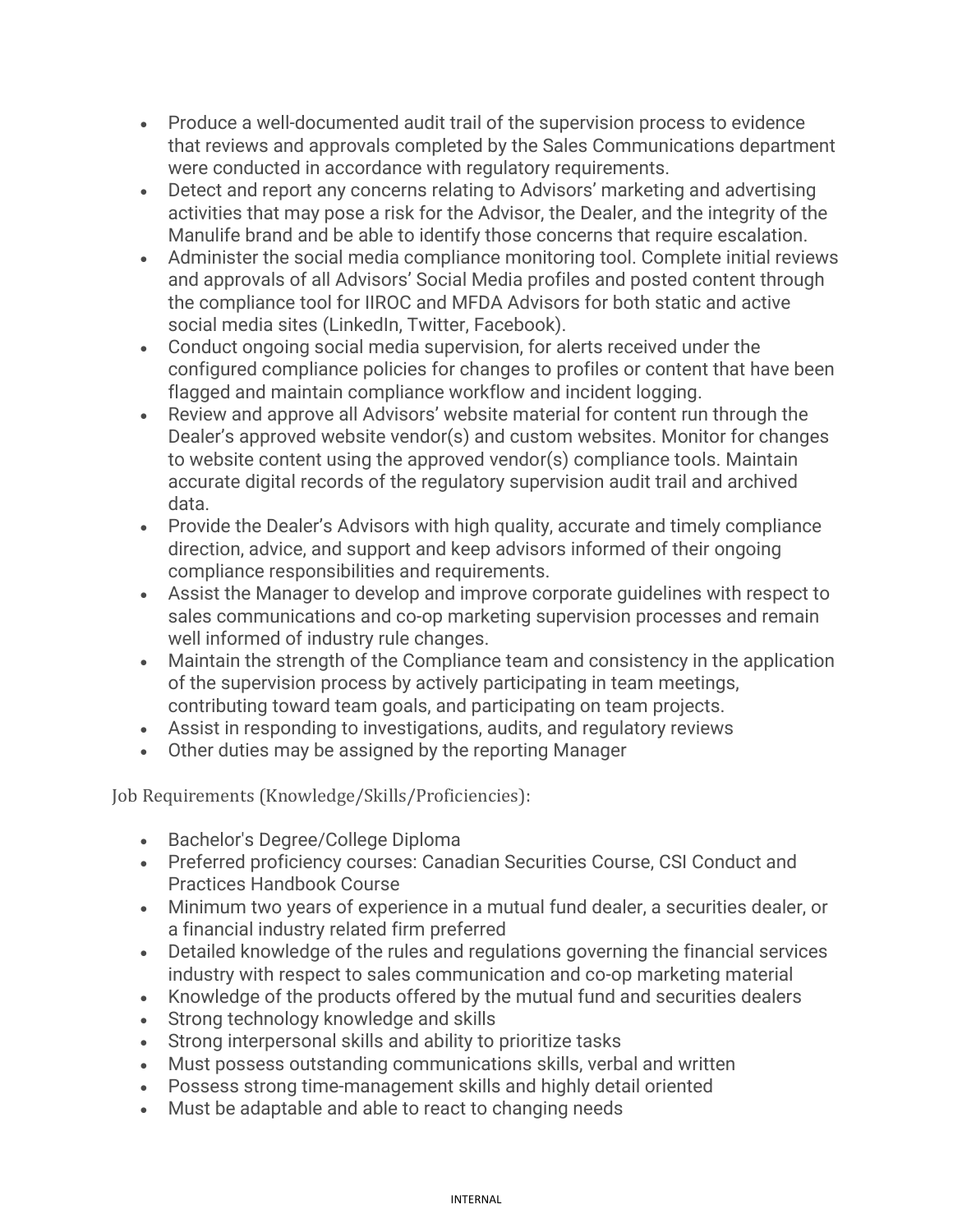- Produce a well-documented audit trail of the supervision process to evidence that reviews and approvals completed by the Sales Communications department were conducted in accordance with regulatory requirements.
- Detect and report any concerns relating to Advisors' marketing and advertising activities that may pose a risk for the Advisor, the Dealer, and the integrity of the Manulife brand and be able to identify those concerns that require escalation.
- Administer the social media compliance monitoring tool. Complete initial reviews and approvals of all Advisors' Social Media profiles and posted content through the compliance tool for IIROC and MFDA Advisors for both static and active social media sites (LinkedIn, Twitter, Facebook).
- Conduct ongoing social media supervision, for alerts received under the configured compliance policies for changes to profiles or content that have been flagged and maintain compliance workflow and incident logging.
- Review and approve all Advisors' website material for content run through the Dealer's approved website vendor(s) and custom websites. Monitor for changes to website content using the approved vendor(s) compliance tools. Maintain accurate digital records of the regulatory supervision audit trail and archived data.
- Provide the Dealer's Advisors with high quality, accurate and timely compliance direction, advice, and support and keep advisors informed of their ongoing compliance responsibilities and requirements.
- Assist the Manager to develop and improve corporate guidelines with respect to sales communications and co-op marketing supervision processes and remain well informed of industry rule changes.
- Maintain the strength of the Compliance team and consistency in the application of the supervision process by actively participating in team meetings, contributing toward team goals, and participating on team projects.
- Assist in responding to investigations, audits, and regulatory reviews
- Other duties may be assigned by the reporting Manager

Job Requirements (Knowledge/Skills/Proficiencies):

- Bachelor's Degree/College Diploma
- Preferred proficiency courses: Canadian Securities Course, CSI Conduct and Practices Handbook Course
- Minimum two years of experience in a mutual fund dealer, a securities dealer, or a financial industry related firm preferred
- Detailed knowledge of the rules and regulations governing the financial services industry with respect to sales communication and co-op marketing material
- Knowledge of the products offered by the mutual fund and securities dealers
- Strong technology knowledge and skills
- Strong interpersonal skills and ability to prioritize tasks
- Must possess outstanding communications skills, verbal and written
- Possess strong time-management skills and highly detail oriented
- Must be adaptable and able to react to changing needs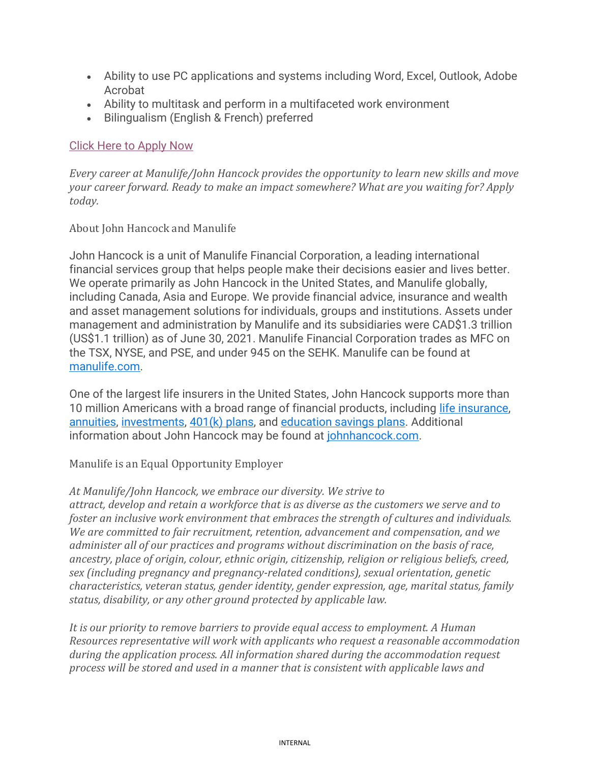- Ability to use PC applications and systems including Word, Excel, Outlook, Adobe Acrobat
- Ability to multitask and perform in a multifaceted work environment
- Bilingualism (English & French) preferred

[Click Here to Apply Now]

*Every career at Manulife/John Hancock provides the opportunity to learn new skills and move your career forward. Ready to make an impact somewhere? What are you waiting for? Apply today.*

About John Hancock and Manulife

John Hancock is a unit of Manulife Financial Corporation, a leading international financial services group that helps people make their decisions easier and lives better. We operate primarily as John Hancock in the United States, and Manulife globally, including Canada, Asia and Europe. We provide financial advice, insurance and wealth and asset management solutions for individuals, groups and institutions. Assets under management and administration by Manulife and its subsidiaries were CAD$1.3 trillion (US$1.1 trillion) as of June 30, 2021. Manulife Financial Corporation trades as MFC on the TSX, NYSE, and PSE, and under 945 on the SEHK. Manulife can be found at manulife.com.

One of the largest life insurers in the United States, John Hancock supports more than 10 million Americans with a broad range of financial products, including life insurance, annuities, investments, 401(k) plans, and education savings plans. Additional information about John Hancock may be found at johnhancock.com.

Manulife is an Equal Opportunity Employer

*At Manulife/John Hancock, we embrace our diversity. We strive to attract, develop and retain a workforce that is as diverse as the customers we serve and to foster an inclusive work environment that embraces the strength of cultures and individuals. We are committed to fair recruitment, retention, advancement and compensation, and we administer all of our practices and programs without discrimination on the basis of race, ancestry, place of origin, colour, ethnic origin, citizenship, religion or religious beliefs, creed, sex (including pregnancy and pregnancy-related conditions), sexual orientation, genetic characteristics, veteran status, gender identity, gender expression, age, marital status, family status, disability, or any other ground protected by applicable law.*

*It is our priority to remove barriers to provide equal access to employment. A Human Resources representative will work with applicants who request a reasonable accommodation during the application process. All information shared during the accommodation request process will be stored and used in a manner that is consistent with applicable laws and*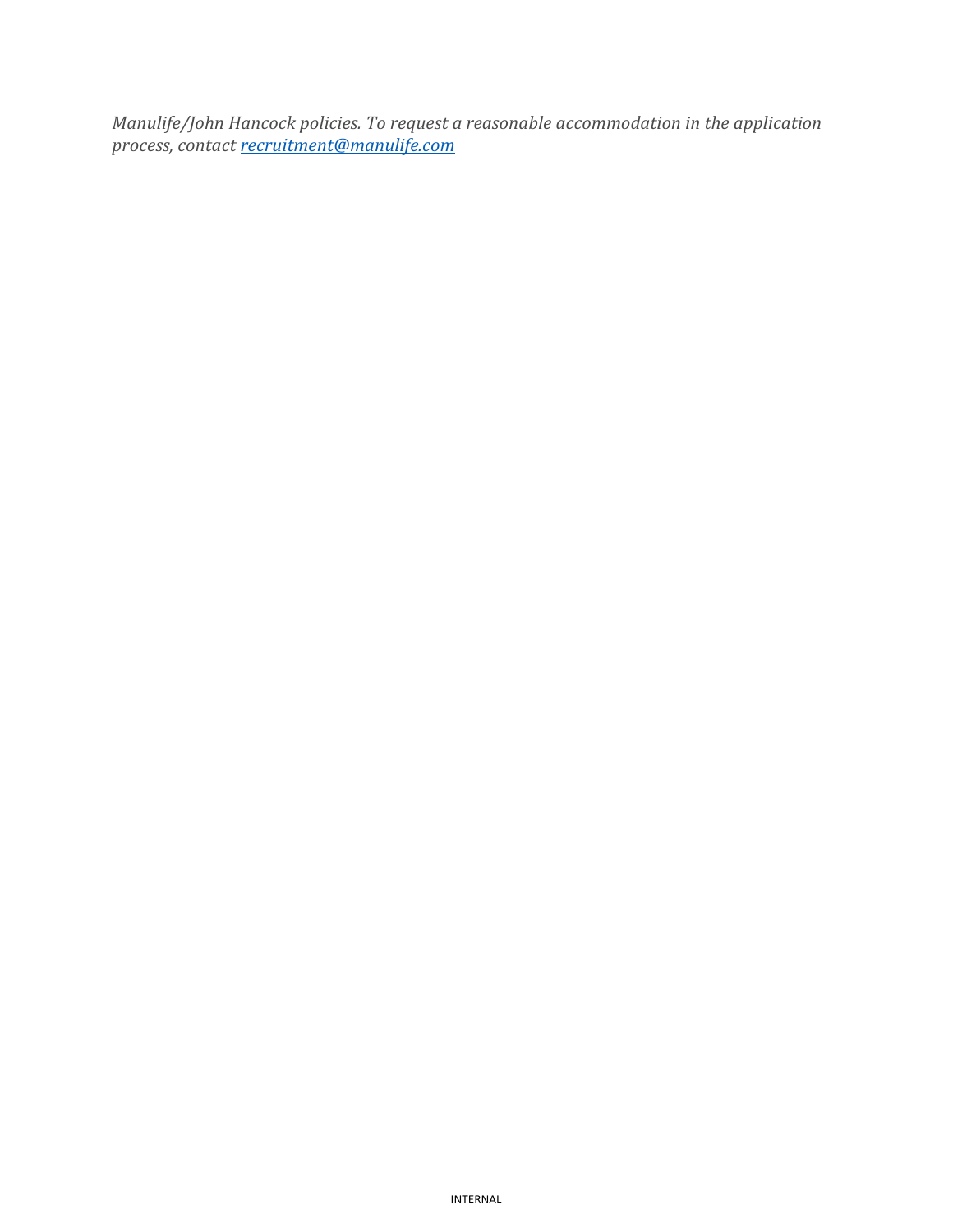*Manulife/John Hancock policies. To request a reasonable accommodation in the application process, contact [recruitment@manulife.com](mailto:recruitment@manulife.com)*